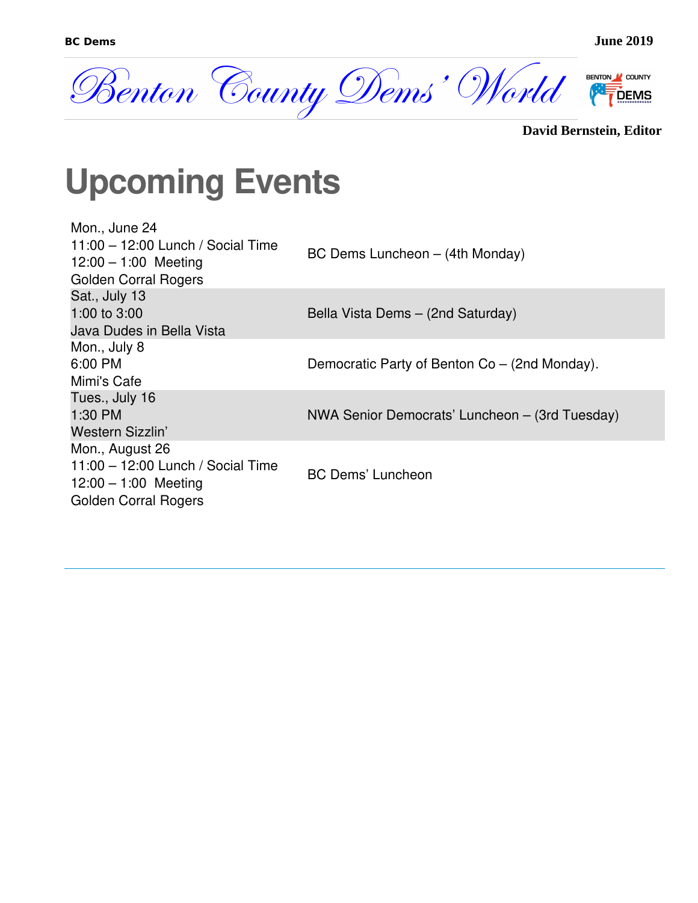# Benton County Dems' World

**David Bernstein, Editor**

## Upcoming Events

| | |
|---|---|
| Mon., June 24<br>11:00 – 12:00 Lunch / Social Time<br>12:00 – 1:00 Meeting<br>Golden Corral Rogers | BC Dems Luncheon – (4th Monday) |
| Sat., July 13<br>1:00 to 3:00<br>Java Dudes in Bella Vista | Bella Vista Dems – (2nd Saturday) |
| Mon., July 8<br>6:00 PM<br>Mimi's Cafe | Democratic Party of Benton Co – (2nd Monday). |
| Tues., July 16<br>1:30 PM<br>Western Sizzlin' | NWA Senior Democrats' Luncheon – (3rd Tuesday) |
| Mon., August 26<br>11:00 – 12:00 Lunch / Social Time<br>12:00 – 1:00 Meeting<br>Golden Corral Rogers | BC Dems' Luncheon |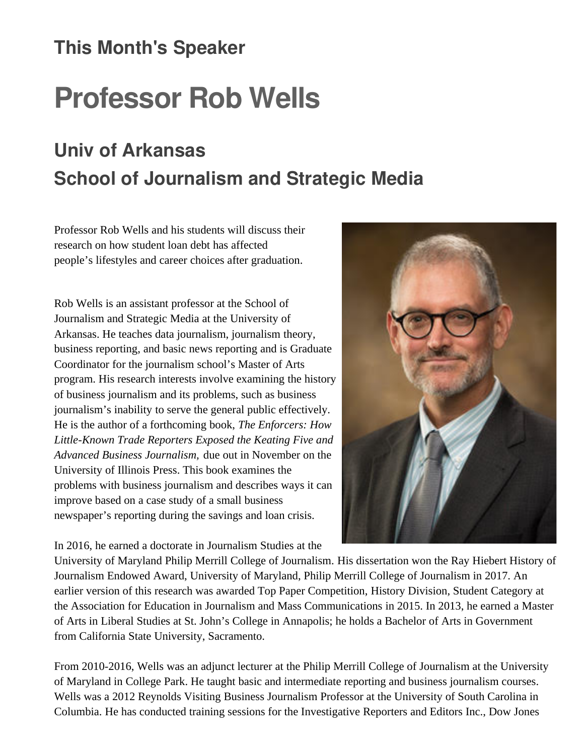## This Month's Speaker

# Professor Rob Wells

## Univ of Arkansas
## School of Journalism and Strategic Media

Professor Rob Wells and his students will discuss their research on how student loan debt has affected people's lifestyles and career choices after graduation.

Rob Wells is an assistant professor at the School of Journalism and Strategic Media at the University of Arkansas. He teaches data journalism, journalism theory, business reporting, and basic news reporting and is Graduate Coordinator for the journalism school's Master of Arts program. His research interests involve examining the history of business journalism and its problems, such as business journalism's inability to serve the general public effectively. He is the author of a forthcoming book, *The Enforcers: How Little-Known Trade Reporters Exposed the Keating Five and Advanced Business Journalism,* due out in November on the University of Illinois Press. This book examines the problems with business journalism and describes ways it can improve based on a case study of a small business newspaper's reporting during the savings and loan crisis.

In 2016, he earned a doctorate in Journalism Studies at the University of Maryland Philip Merrill College of Journalism. His dissertation won the Ray Hiebert History of Journalism Endowed Award, University of Maryland, Philip Merrill College of Journalism in 2017. An earlier version of this research was awarded Top Paper Competition, History Division, Student Category at the Association for Education in Journalism and Mass Communications in 2015. In 2013, he earned a Master of Arts in Liberal Studies at St. John's College in Annapolis; he holds a Bachelor of Arts in Government from California State University, Sacramento.

From 2010-2016, Wells was an adjunct lecturer at the Philip Merrill College of Journalism at the University of Maryland in College Park. He taught basic and intermediate reporting and business journalism courses. Wells was a 2012 Reynolds Visiting Business Journalism Professor at the University of South Carolina in Columbia. He has conducted training sessions for the Investigative Reporters and Editors Inc., Dow Jones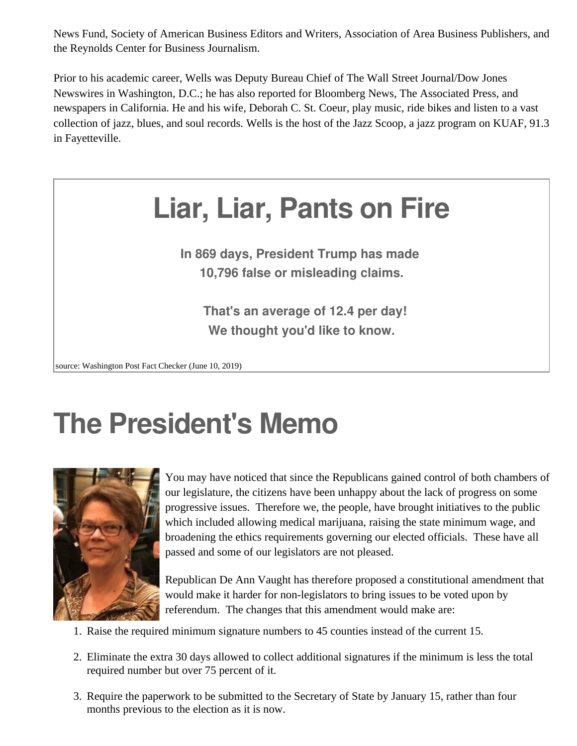News Fund, Society of American Business Editors and Writers, Association of Area Business Publishers, and the Reynolds Center for Business Journalism.

Prior to his academic career, Wells was Deputy Bureau Chief of The Wall Street Journal/Dow Jones Newswires in Washington, D.C.; he has also reported for Bloomberg News, The Associated Press, and newspapers in California. He and his wife, Deborah C. St. Coeur, play music, ride bikes and listen to a vast collection of jazz, blues, and soul records. Wells is the host of the Jazz Scoop, a jazz program on KUAF, 91.3 in Fayetteville.

# Liar, Liar, Pants on Fire

**In 869 days, President Trump has made 10,796 false or misleading claims.**

**That's an average of 12.4 per day! We thought you'd like to know.**

source: Washington Post Fact Checker (June 10, 2019)

# The President's Memo

You may have noticed that since the Republicans gained control of both chambers of our legislature, the citizens have been unhappy about the lack of progress on some progressive issues. Therefore we, the people, have brought initiatives to the public which included allowing medical marijuana, raising the state minimum wage, and broadening the ethics requirements governing our elected officials. These have all passed and some of our legislators are not pleased.

Republican De Ann Vaught has therefore proposed a constitutional amendment that would make it harder for non-legislators to bring issues to be voted upon by referendum. The changes that this amendment would make are:

1. Raise the required minimum signature numbers to 45 counties instead of the current 15.
2. Eliminate the extra 30 days allowed to collect additional signatures if the minimum is less the total required number but over 75 percent of it.
3. Require the paperwork to be submitted to the Secretary of State by January 15, rather than four months previous to the election as it is now.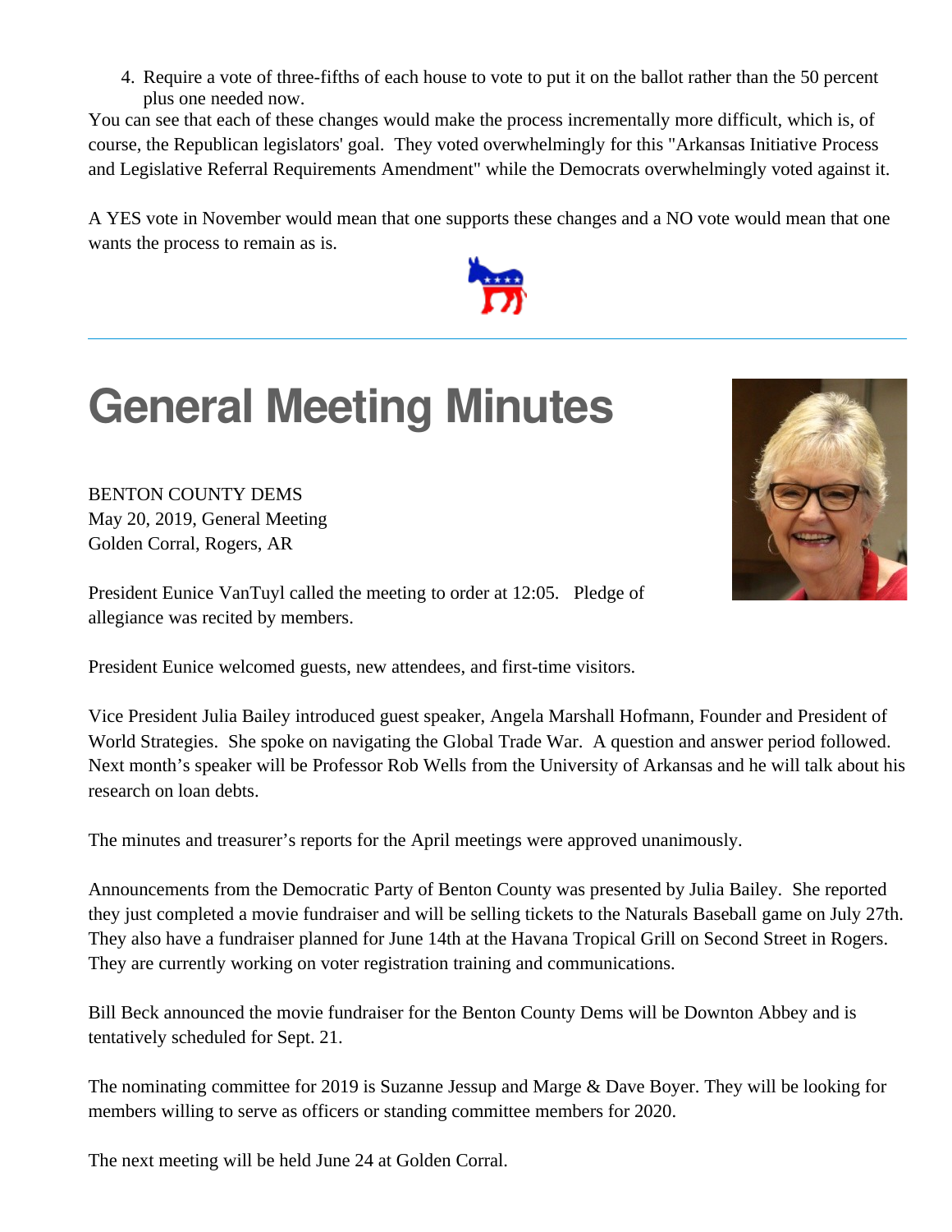4. Require a vote of three-fifths of each house to vote to put it on the ballot rather than the 50 percent plus one needed now.

You can see that each of these changes would make the process incrementally more difficult, which is, of course, the Republican legislators' goal. They voted overwhelmingly for this "Arkansas Initiative Process and Legislative Referral Requirements Amendment" while the Democrats overwhelmingly voted against it.

A YES vote in November would mean that one supports these changes and a NO vote would mean that one wants the process to remain as is.

---

# General Meeting Minutes

BENTON COUNTY DEMS
May 20, 2019, General Meeting
Golden Corral, Rogers, AR

President Eunice VanTuyl called the meeting to order at 12:05. Pledge of allegiance was recited by members.

President Eunice welcomed guests, new attendees, and first-time visitors.

Vice President Julia Bailey introduced guest speaker, Angela Marshall Hofmann, Founder and President of World Strategies. She spoke on navigating the Global Trade War. A question and answer period followed. Next month's speaker will be Professor Rob Wells from the University of Arkansas and he will talk about his research on loan debts.

The minutes and treasurer's reports for the April meetings were approved unanimously.

Announcements from the Democratic Party of Benton County was presented by Julia Bailey. She reported they just completed a movie fundraiser and will be selling tickets to the Naturals Baseball game on July 27th. They also have a fundraiser planned for June 14th at the Havana Tropical Grill on Second Street in Rogers. They are currently working on voter registration training and communications.

Bill Beck announced the movie fundraiser for the Benton County Dems will be Downton Abbey and is tentatively scheduled for Sept. 21.

The nominating committee for 2019 is Suzanne Jessup and Marge & Dave Boyer. They will be looking for members willing to serve as officers or standing committee members for 2020.

The next meeting will be held June 24 at Golden Corral.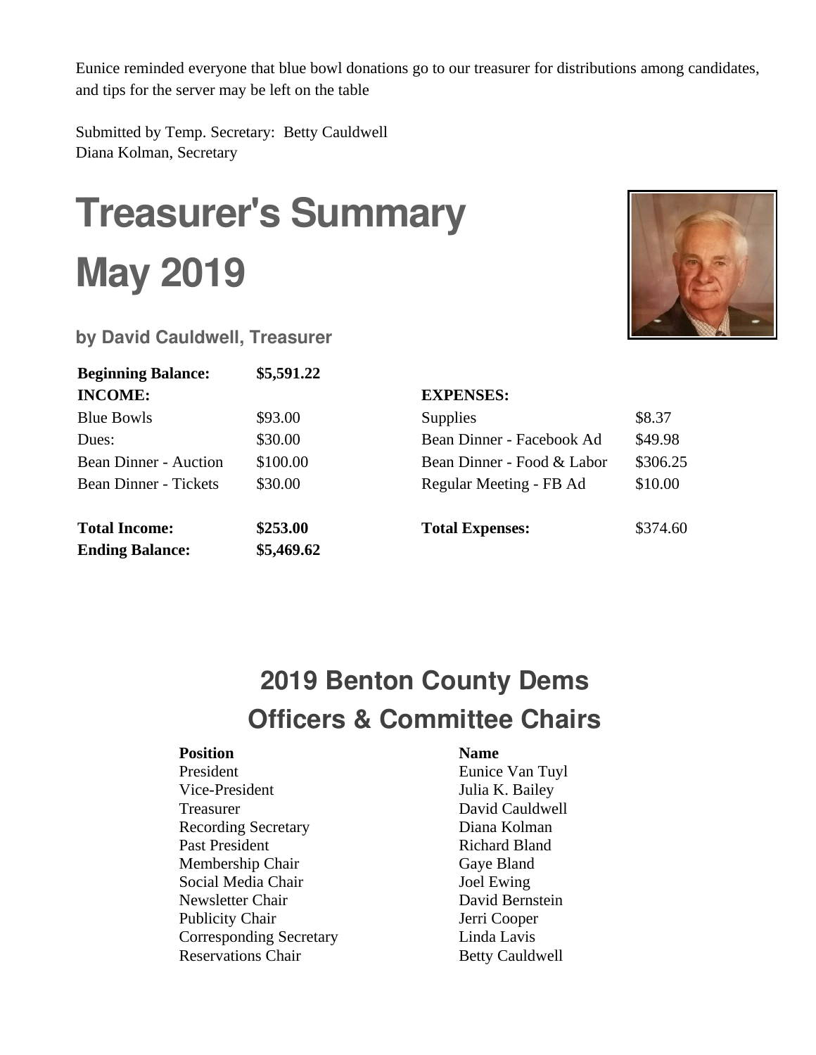Eunice reminded everyone that blue bowl donations go to our treasurer for distributions among candidates, and tips for the server may be left on the table

Submitted by Temp. Secretary: Betty Cauldwell
Diana Kolman, Secretary

# Treasurer's Summary May 2019

### by David Cauldwell, Treasurer

| | | | |
|---|---|---|---|
| **Beginning Balance:** | **$5,591.22** | | |
| **INCOME:** | | **EXPENSES:** | |
| Blue Bowls | $93.00 | Supplies | $8.37 |
| Dues: | $30.00 | Bean Dinner - Facebook Ad | $49.98 |
| Bean Dinner - Auction | $100.00 | Bean Dinner - Food & Labor | $306.25 |
| Bean Dinner - Tickets | $30.00 | Regular Meeting - FB Ad | $10.00 |
| **Total Income:** | **$253.00** | **Total Expenses:** | $374.60 |
| **Ending Balance:** | **$5,469.62** | | |

## 2019 Benton County Dems Officers & Committee Chairs

| Position | Name |
|---|---|
| President | Eunice Van Tuyl |
| Vice-President | Julia K. Bailey |
| Treasurer | David Cauldwell |
| Recording Secretary | Diana Kolman |
| Past President | Richard Bland |
| Membership Chair | Gaye Bland |
| Social Media Chair | Joel Ewing |
| Newsletter Chair | David Bernstein |
| Publicity Chair | Jerri Cooper |
| Corresponding Secretary | Linda Lavis |
| Reservations Chair | Betty Cauldwell |